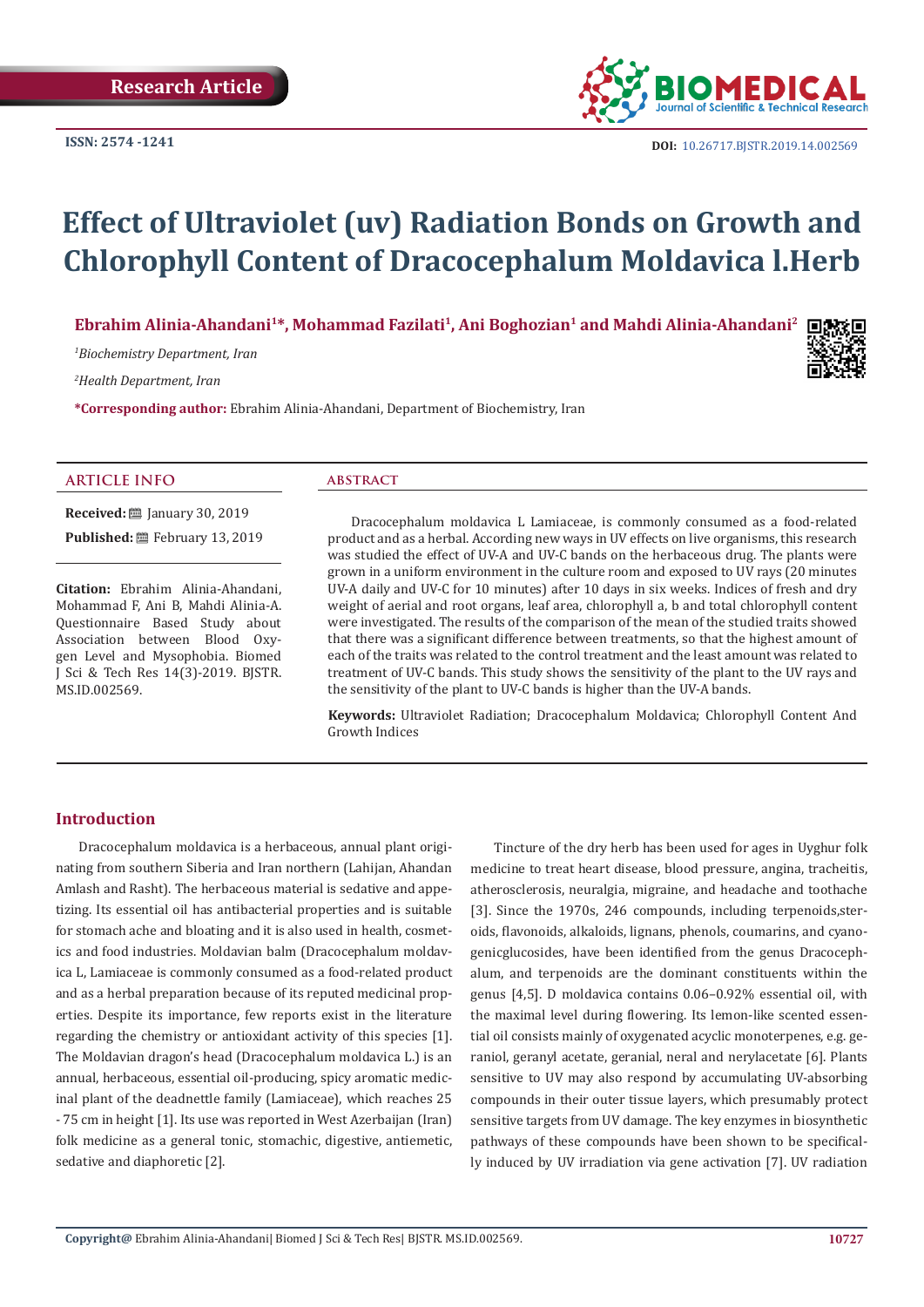Research Article

ISSN: 2574 -1241

DOI: 10.26717.BJSTR.2019.14.002569

# Effect of Ultraviolet (uv) Radiation Bonds on Growth and Chlorophyll Content of Dracocephalum Moldavica l.Herb

**Ebrahim Alinia-Ahandani[1]*, Mohammad Fazilati[1], Ani Boghozian[1] and Mahdi Alinia-Ahandani[2]**

*[1]Biochemistry Department, Iran*

*[2]Health Department, Iran*

**\*Corresponding author:** Ebrahim Alinia-Ahandani, Department of Biochemistry, Iran

## ARTICLE INFO

**Received:** January 30, 2019

**Published:** February 13, 2019

**Citation:** Ebrahim Alinia-Ahandani, Mohammad F, Ani B, Mahdi Alinia-A. Questionnaire Based Study about Association between Blood Oxygen Level and Mysophobia. Biomed J Sci & Tech Res 14(3)-2019. BJSTR. MS.ID.002569.

## ABSTRACT

Dracocephalum moldavica L Lamiaceae, is commonly consumed as a food-related product and as a herbal. According new ways in UV effects on live organisms, this research was studied the effect of UV-A and UV-C bands on the herbaceous drug. The plants were grown in a uniform environment in the culture room and exposed to UV rays (20 minutes UV-A daily and UV-C for 10 minutes) after 10 days in six weeks. Indices of fresh and dry weight of aerial and root organs, leaf area, chlorophyll a, b and total chlorophyll content were investigated. The results of the comparison of the mean of the studied traits showed that there was a significant difference between treatments, so that the highest amount of each of the traits was related to the control treatment and the least amount was related to treatment of UV-C bands. This study shows the sensitivity of the plant to the UV rays and the sensitivity of the plant to UV-C bands is higher than the UV-A bands.

**Keywords:** Ultraviolet Radiation; Dracocephalum Moldavica; Chlorophyll Content And Growth Indices

## Introduction

Dracocephalum moldavica is a herbaceous, annual plant originating from southern Siberia and Iran northern (Lahijan, Ahandan Amlash and Rasht). The herbaceous material is sedative and appetizing. Its essential oil has antibacterial properties and is suitable for stomach ache and bloating and it is also used in health, cosmetics and food industries. Moldavian balm (Dracocephalum moldavica L, Lamiaceae is commonly consumed as a food-related product and as a herbal preparation because of its reputed medicinal properties. Despite its importance, few reports exist in the literature regarding the chemistry or antioxidant activity of this species [1]. The Moldavian dragon's head (Dracocephalum moldavica L.) is an annual, herbaceous, essential oil-producing, spicy aromatic medicinal plant of the deadnettle family (Lamiaceae), which reaches 25 - 75 cm in height [1]. Its use was reported in West Azerbaijan (Iran) folk medicine as a general tonic, stomachic, digestive, antiemetic, sedative and diaphoretic [2].

Tincture of the dry herb has been used for ages in Uyghur folk medicine to treat heart disease, blood pressure, angina, tracheitis, atherosclerosis, neuralgia, migraine, and headache and toothache [3]. Since the 1970s, 246 compounds, including terpenoids,steroids, flavonoids, alkaloids, lignans, phenols, coumarins, and cyanogenicglucosides, have been identified from the genus Dracocephalum, and terpenoids are the dominant constituents within the genus [4,5]. D moldavica contains 0.06–0.92% essential oil, with the maximal level during flowering. Its lemon-like scented essential oil consists mainly of oxygenated acyclic monoterpenes, e.g. geraniol, geranyl acetate, geranial, neral and nerylacetate [6]. Plants sensitive to UV may also respond by accumulating UV-absorbing compounds in their outer tissue layers, which presumably protect sensitive targets from UV damage. The key enzymes in biosynthetic pathways of these compounds have been shown to be specifically induced by UV irradiation via gene activation [7]. UV radiation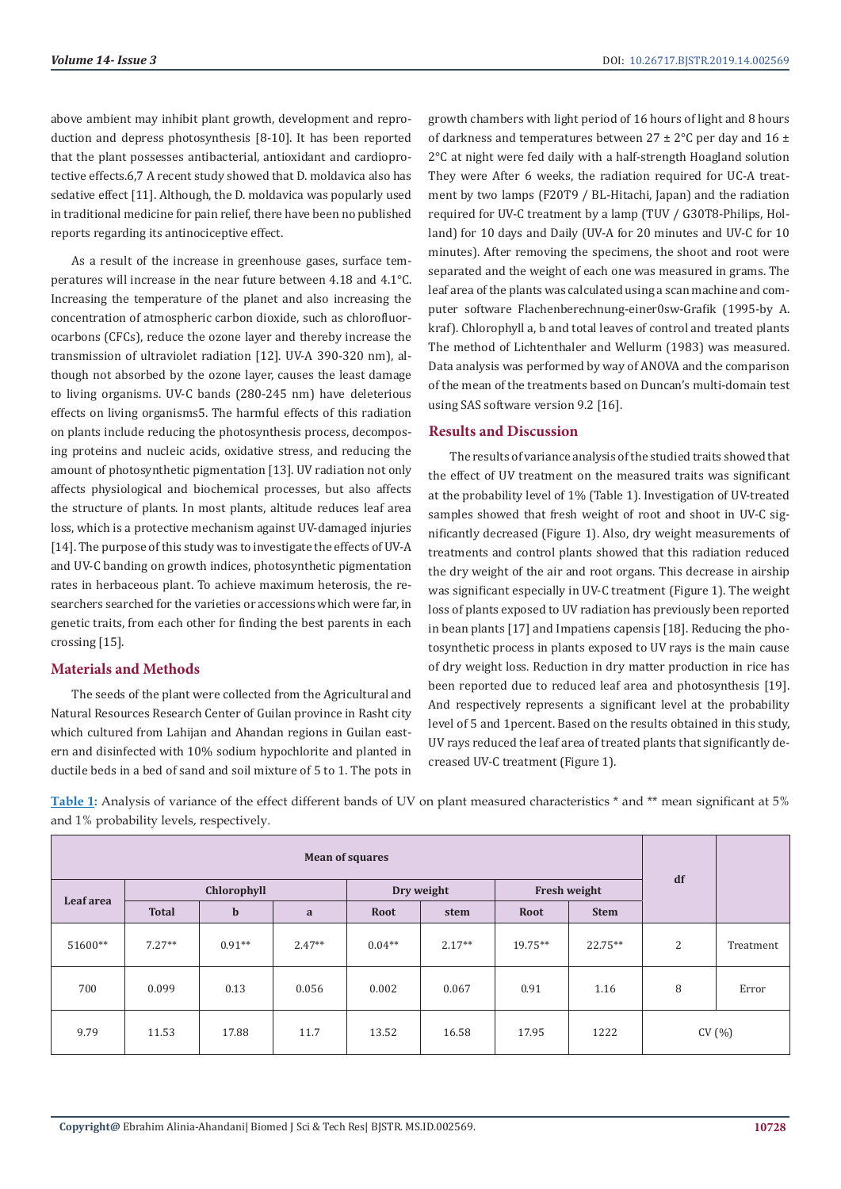above ambient may inhibit plant growth, development and reproduction and depress photosynthesis [8-10]. It has been reported that the plant possesses antibacterial, antioxidant and cardioprotective effects.6,7 A recent study showed that D. moldavica also has sedative effect [11]. Although, the D. moldavica was popularly used in traditional medicine for pain relief, there have been no published reports regarding its antinociceptive effect.

As a result of the increase in greenhouse gases, surface temperatures will increase in the near future between 4.18 and 4.1°C. Increasing the temperature of the planet and also increasing the concentration of atmospheric carbon dioxide, such as chlorofluorocarbons (CFCs), reduce the ozone layer and thereby increase the transmission of ultraviolet radiation [12]. UV-A 390-320 nm), although not absorbed by the ozone layer, causes the least damage to living organisms. UV-C bands (280-245 nm) have deleterious effects on living organisms5. The harmful effects of this radiation on plants include reducing the photosynthesis process, decomposing proteins and nucleic acids, oxidative stress, and reducing the amount of photosynthetic pigmentation [13]. UV radiation not only affects physiological and biochemical processes, but also affects the structure of plants. In most plants, altitude reduces leaf area loss, which is a protective mechanism against UV-damaged injuries [14]. The purpose of this study was to investigate the effects of UV-A and UV-C banding on growth indices, photosynthetic pigmentation rates in herbaceous plant. To achieve maximum heterosis, the researchers searched for the varieties or accessions which were far, in genetic traits, from each other for finding the best parents in each crossing [15].

## Materials and Methods

The seeds of the plant were collected from the Agricultural and Natural Resources Research Center of Guilan province in Rasht city which cultured from Lahijan and Ahandan regions in Guilan eastern and disinfected with 10% sodium hypochlorite and planted in ductile beds in a bed of sand and soil mixture of 5 to 1. The pots in growth chambers with light period of 16 hours of light and 8 hours of darkness and temperatures between 27 ± 2°C per day and 16 ± 2°C at night were fed daily with a half-strength Hoagland solution They were After 6 weeks, the radiation required for UC-A treatment by two lamps (F20T9 / BL-Hitachi, Japan) and the radiation required for UV-C treatment by a lamp (TUV / G30T8-Philips, Holland) for 10 days and Daily (UV-A for 20 minutes and UV-C for 10 minutes). After removing the specimens, the shoot and root were separated and the weight of each one was measured in grams. The leaf area of the plants was calculated using a scan machine and computer software Flachenberechnung-einer0sw-Grafik (1995-by A. kraf). Chlorophyll a, b and total leaves of control and treated plants The method of Lichtenthaler and Wellurm (1983) was measured. Data analysis was performed by way of ANOVA and the comparison of the mean of the treatments based on Duncan's multi-domain test using SAS software version 9.2 [16].

## Results and Discussion

The results of variance analysis of the studied traits showed that the effect of UV treatment on the measured traits was significant at the probability level of 1% (Table 1). Investigation of UV-treated samples showed that fresh weight of root and shoot in UV-C significantly decreased (Figure 1). Also, dry weight measurements of treatments and control plants showed that this radiation reduced the dry weight of the air and root organs. This decrease in airship was significant especially in UV-C treatment (Figure 1). The weight loss of plants exposed to UV radiation has previously been reported in bean plants [17] and Impatiens capensis [18]. Reducing the photosynthetic process in plants exposed to UV rays is the main cause of dry weight loss. Reduction in dry matter production in rice has been reported due to reduced leaf area and photosynthesis [19]. And respectively represents a significant level at the probability level of 5 and 1percent. Based on the results obtained in this study, UV rays reduced the leaf area of treated plants that significantly decreased UV-C treatment (Figure 1).

**Table 1:** Analysis of variance of the effect different bands of UV on plant measured characteristics * and ** mean significant at 5% and 1% probability levels, respectively.

| Mean of squares | | | | | | | | df | |
|---|---|---|---|---|---|---|---|---|---|
| Leaf area | Chlorophyll | | | Dry weight | | Fresh weight | | | |
| | Total | b | a | Root | stem | Root | Stem | | |
| 51600** | 7.27** | 0.91** | 2.47** | 0.04** | 2.17** | 19.75** | 22.75** | 2 | Treatment |
| 700 | 0.099 | 0.13 | 0.056 | 0.002 | 0.067 | 0.91 | 1.16 | 8 | Error |
| 9.79 | 11.53 | 17.88 | 11.7 | 13.52 | 16.58 | 17.95 | 1222 | CV (%) | |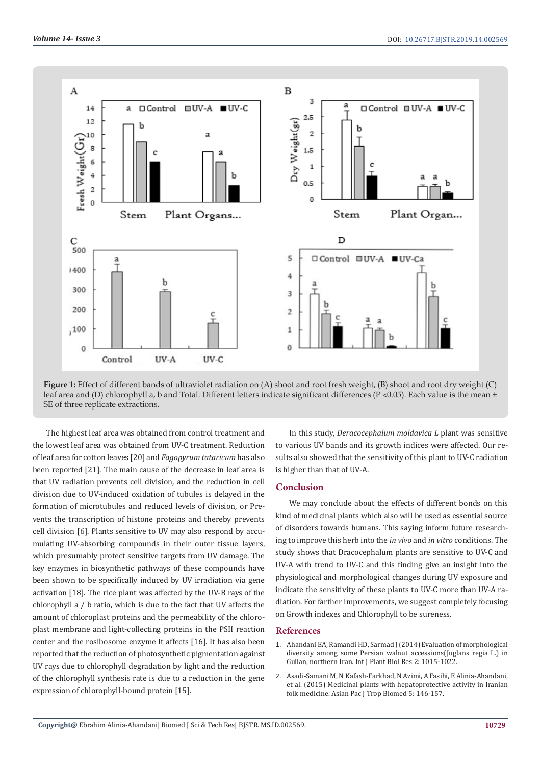**Figure 1:** Effect of different bands of ultraviolet radiation on (A) shoot and root fresh weight, (B) shoot and root dry weight (C) leaf area and (D) chlorophyll a, b and Total. Different letters indicate significant differences (P <0.05). Each value is the mean ± SE of three replicate extractions.

The highest leaf area was obtained from control treatment and the lowest leaf area was obtained from UV-C treatment. Reduction of leaf area for cotton leaves [20] and *Fagopyrum tataricum* has also been reported [21]. The main cause of the decrease in leaf area is that UV radiation prevents cell division, and the reduction in cell division due to UV-induced oxidation of tubules is delayed in the formation of microtubules and reduced levels of division, or Prevents the transcription of histone proteins and thereby prevents cell division [6]. Plants sensitive to UV may also respond by accumulating UV-absorbing compounds in their outer tissue layers, which presumably protect sensitive targets from UV damage. The key enzymes in biosynthetic pathways of these compounds have been shown to be specifically induced by UV irradiation via gene activation [18]. The rice plant was affected by the UV-B rays of the chlorophyll a / b ratio, which is due to the fact that UV affects the amount of chloroplast proteins and the permeability of the chloroplast membrane and light-collecting proteins in the PSII reaction center and the rosibosome enzyme It affects [16]. It has also been reported that the reduction of photosynthetic pigmentation against UV rays due to chlorophyll degradation by light and the reduction of the chlorophyll synthesis rate is due to a reduction in the gene expression of chlorophyll-bound protein [15].

In this study, *Deracocephalum moldavica L* plant was sensitive to various UV bands and its growth indices were affected. Our results also showed that the sensitivity of this plant to UV-C radiation is higher than that of UV-A.

## Conclusion

We may conclude about the effects of different bonds on this kind of medicinal plants which also will be used as essential source of disorders towards humans. This saying inform future researching to improve this herb into the *in vivo* and *in vitro* conditions. The study shows that Dracocephalum plants are sensitive to UV-C and UV-A with trend to UV-C and this finding give an insight into the physiological and morphological changes during UV exposure and indicate the sensitivity of these plants to UV-C more than UV-A radiation. For farther improvements, we suggest completely focusing on Growth indexes and Chlorophyll to be sureness.

## References

1. Ahandani EA, Ramandi HD, Sarmad J (2014) Evaluation of morphological diversity among some Persian walnut accessions(Juglans regia L.) in Guilan, northern Iran. Int J Plant Biol Res 2: 1015-1022.
2. Asadi-Samani M, N Kafash-Farkhad, N Azimi, A Fasihi, E Alinia-Ahandani, et al. (2015) Medicinal plants with hepatoprotective activity in Iranian folk medicine. Asian Pac J Trop Biomed 5: 146-157.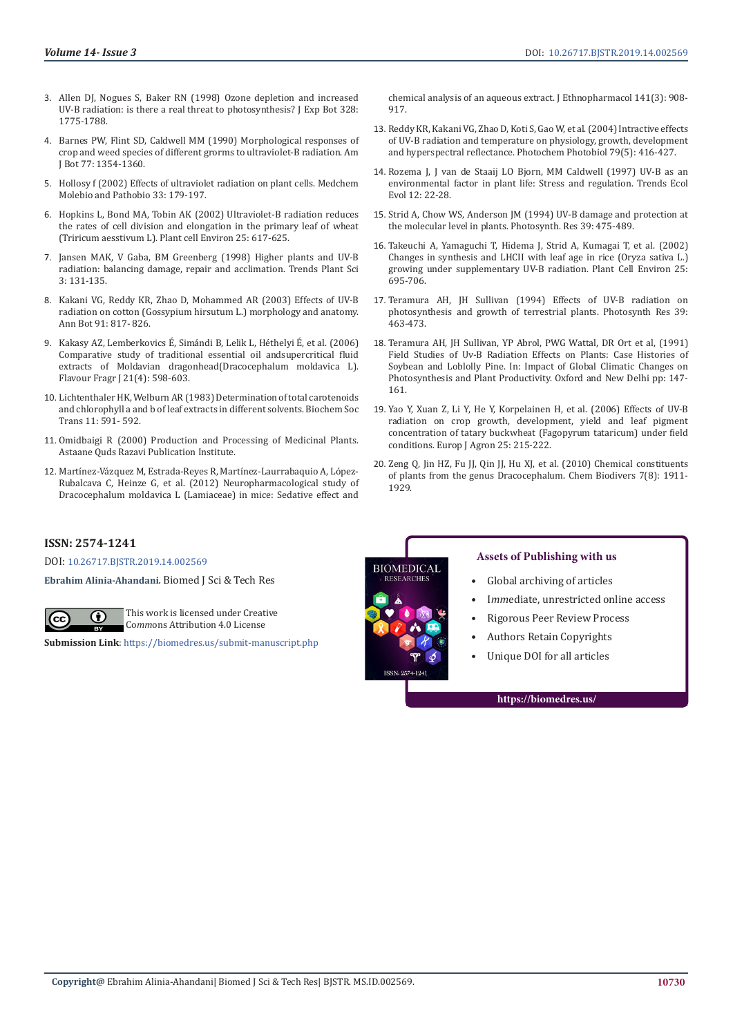3. Allen DJ, Nogues S, Baker RN (1998) Ozone depletion and increased UV-B radiation: is there a real threat to photosynthesis? J Exp Bot 328: 1775-1788.
4. Barnes PW, Flint SD, Caldwell MM (1990) Morphological responses of crop and weed species of different groms to ultraviolet-B radiation. Am J Bot 77: 1354-1360.
5. Hollosy f (2002) Effects of ultraviolet radiation on plant cells. Medchem Molebio and Pathobio 33: 179-197.
6. Hopkins L, Bond MA, Tobin AK (2002) Ultraviolet-B radiation reduces the rates of cell division and elongation in the primary leaf of wheat (Triricum aesstivum L). Plant cell Environ 25: 617-625.
7. Jansen MAK, V Gaba, BM Greenberg (1998) Higher plants and UV-B radiation: balancing damage, repair and acclimation. Trends Plant Sci 3: 131-135.
8. Kakani VG, Reddy KR, Zhao D, Mohammed AR (2003) Effects of UV-B radiation on cotton (Gossypium hirsutum L.) morphology and anatomy. Ann Bot 91: 817- 826.
9. Kakasy AZ, Lemberkovics É, Simándi B, Lelik L, Héthelyi É, et al. (2006) Comparative study of traditional essential oil andsupercritical fluid extracts of Moldavian dragonhead(Dracocephalum moldavica L). Flavour Fragr J 21(4): 598-603.
10. Lichtenthaler HK, Welburn AR (1983) Determination of total carotenoids and chlorophyll a and b of leaf extracts in different solvents. Biochem Soc Trans 11: 591- 592.
11. Omidbaigi R (2000) Production and Processing of Medicinal Plants. Astaane Quds Razavi Publication Institute.
12. Martínez-Vázquez M, Estrada-Reyes R, Martínez-Laurrabaquio A, López-Rubalcava C, Heinze G, et al. (2012) Neuropharmacological study of Dracocephalum moldavica L (Lamiaceae) in mice: Sedative effect and chemical analysis of an aqueous extract. J Ethnopharmacol 141(3): 908-917.
13. Reddy KR, Kakani VG, Zhao D, Koti S, Gao W, et al. (2004) Intractive effects of UV-B radiation and temperature on physiology, growth, development and hyperspectral reflectance. Photochem Photobiol 79(5): 416-427.
14. Rozema J, J van de Staaij LO Bjorn, MM Caldwell (1997) UV-B as an environmental factor in plant life: Stress and regulation. Trends Ecol Evol 12: 22-28.
15. Strid A, Chow WS, Anderson JM (1994) UV-B damage and protection at the molecular level in plants. Photosynth. Res 39: 475-489.
16. Takeuchi A, Yamaguchi T, Hidema J, Strid A, Kumagai T, et al. (2002) Changes in synthesis and LHCII with leaf age in rice (Oryza sativa L.) growing under supplementary UV-B radiation. Plant Cell Environ 25: 695-706.
17. Teramura AH, JH Sullivan (1994) Effects of UV-B radiation on photosynthesis and growth of terrestrial plants. Photosynth Res 39: 463-473.
18. Teramura AH, JH Sullivan, YP Abrol, PWG Wattal, DR Ort et al, (1991) Field Studies of Uv-B Radiation Effects on Plants: Case Histories of Soybean and Loblolly Pine. In: Impact of Global Climatic Changes on Photosynthesis and Plant Productivity. Oxford and New Delhi pp: 147-161.
19. Yao Y, Xuan Z, Li Y, He Y, Korpelainen H, et al. (2006) Effects of UV-B radiation on crop growth, development, yield and leaf pigment concentration of tatary buckwheat (Fagopyrum tataricum) under field conditions. Europ J Agron 25: 215-222.
20. Zeng Q, Jin HZ, Fu JJ, Qin JJ, Hu XJ, et al. (2010) Chemical constituents of plants from the genus Dracocephalum. Chem Biodivers 7(8): 1911-1929.

**ISSN: 2574-1241**

DOI: 10.26717.BJSTR.2019.14.002569

**Ebrahim Alinia-Ahandani.** Biomed J Sci & Tech Res

This work is licensed under Creative Commons Attribution 4.0 License

**Submission Link**: https://biomedres.us/submit-manuscript.php

**Assets of Publishing with us**

- Global archiving of articles
- Immediate, unrestricted online access
- Rigorous Peer Review Process
- Authors Retain Copyrights
- Unique DOI for all articles

**https://biomedres.us/**